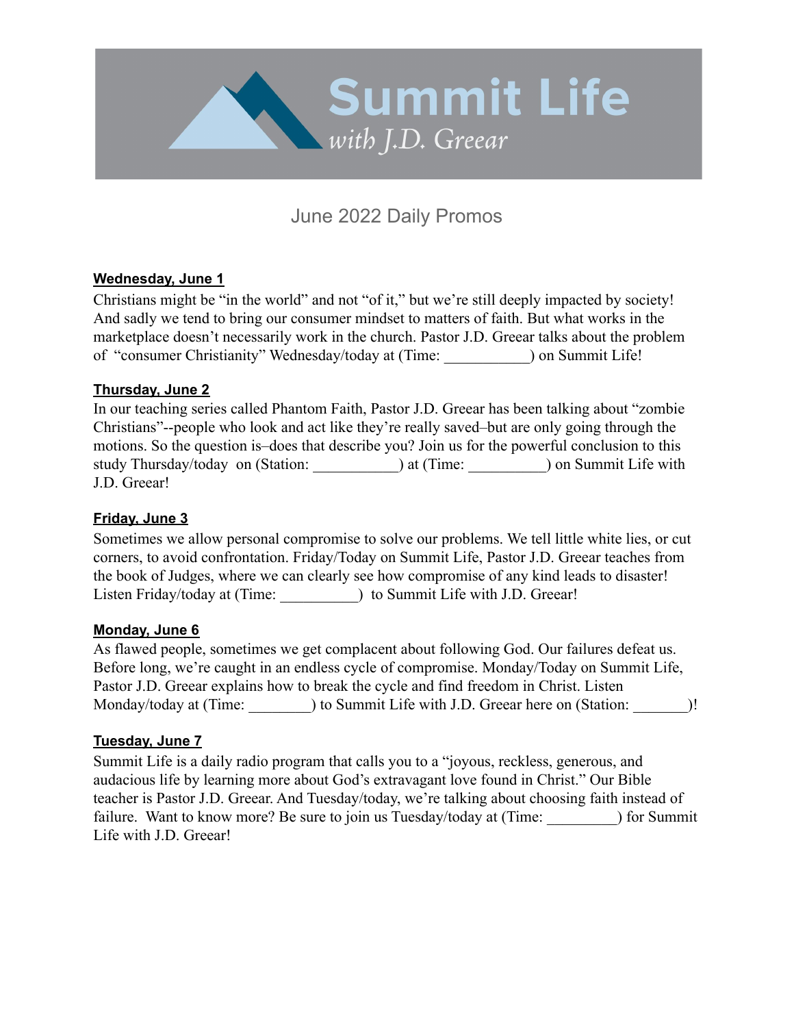# Summit Life

*with J.D. Greear*

## June 2022 Daily Promos

**Wednesday, June 1**

Christians might be "in the world" and not "of it," but we're still deeply impacted by society! And sadly we tend to bring our consumer mindset to matters of faith. But what works in the marketplace doesn't necessarily work in the church. Pastor J.D. Greear talks about the problem of "consumer Christianity" Wednesday/today at (Time: ___________) on Summit Life!

**Thursday, June 2**

In our teaching series called Phantom Faith, Pastor J.D. Greear has been talking about "zombie Christians"--people who look and act like they're really saved–but are only going through the motions. So the question is–does that describe you? Join us for the powerful conclusion to this study Thursday/today on (Station: ___________) at (Time: __________) on Summit Life with J.D. Greear!

**Friday, June 3**

Sometimes we allow personal compromise to solve our problems. We tell little white lies, or cut corners, to avoid confrontation. Friday/Today on Summit Life, Pastor J.D. Greear teaches from the book of Judges, where we can clearly see how compromise of any kind leads to disaster! Listen Friday/today at (Time: __________) to Summit Life with J.D. Greear!

**Monday, June 6**

As flawed people, sometimes we get complacent about following God. Our failures defeat us. Before long, we're caught in an endless cycle of compromise. Monday/Today on Summit Life, Pastor J.D. Greear explains how to break the cycle and find freedom in Christ. Listen Monday/today at (Time: ________) to Summit Life with J.D. Greear here on (Station: _______)!

**Tuesday, June 7**

Summit Life is a daily radio program that calls you to a "joyous, reckless, generous, and audacious life by learning more about God's extravagant love found in Christ." Our Bible teacher is Pastor J.D. Greear. And Tuesday/today, we're talking about choosing faith instead of failure. Want to know more? Be sure to join us Tuesday/today at (Time: _________) for Summit Life with J.D. Greear!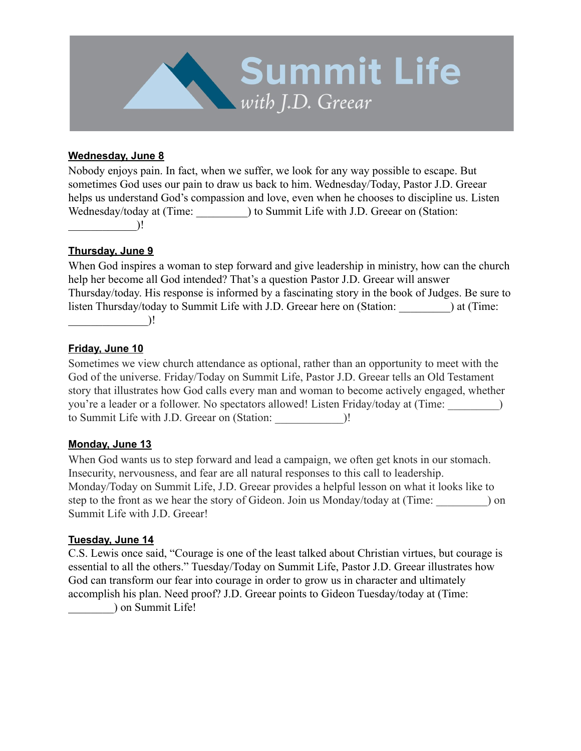**Summit Life**
*with J.D. Greear*

**Wednesday, June 8**

Nobody enjoys pain. In fact, when we suffer, we look for any way possible to escape. But sometimes God uses our pain to draw us back to him. Wednesday/Today, Pastor J.D. Greear helps us understand God's compassion and love, even when he chooses to discipline us. Listen Wednesday/today at (Time: _________) to Summit Life with J.D. Greear on (Station: ____________)!

**Thursday, June 9**

When God inspires a woman to step forward and give leadership in ministry, how can the church help her become all God intended? That's a question Pastor J.D. Greear will answer Thursday/today. His response is informed by a fascinating story in the book of Judges. Be sure to listen Thursday/today to Summit Life with J.D. Greear here on (Station: _________) at (Time: ______________)!

**Friday, June 10**

Sometimes we view church attendance as optional, rather than an opportunity to meet with the God of the universe. Friday/Today on Summit Life, Pastor J.D. Greear tells an Old Testament story that illustrates how God calls every man and woman to become actively engaged, whether you're a leader or a follower. No spectators allowed! Listen Friday/today at (Time: _________) to Summit Life with J.D. Greear on (Station: ____________)!

**Monday, June 13**

When God wants us to step forward and lead a campaign, we often get knots in our stomach. Insecurity, nervousness, and fear are all natural responses to this call to leadership. Monday/Today on Summit Life, J.D. Greear provides a helpful lesson on what it looks like to step to the front as we hear the story of Gideon. Join us Monday/today at (Time: _________) on Summit Life with J.D. Greear!

**Tuesday, June 14**

C.S. Lewis once said, "Courage is one of the least talked about Christian virtues, but courage is essential to all the others." Tuesday/Today on Summit Life, Pastor J.D. Greear illustrates how God can transform our fear into courage in order to grow us in character and ultimately accomplish his plan. Need proof? J.D. Greear points to Gideon Tuesday/today at (Time: ________) on Summit Life!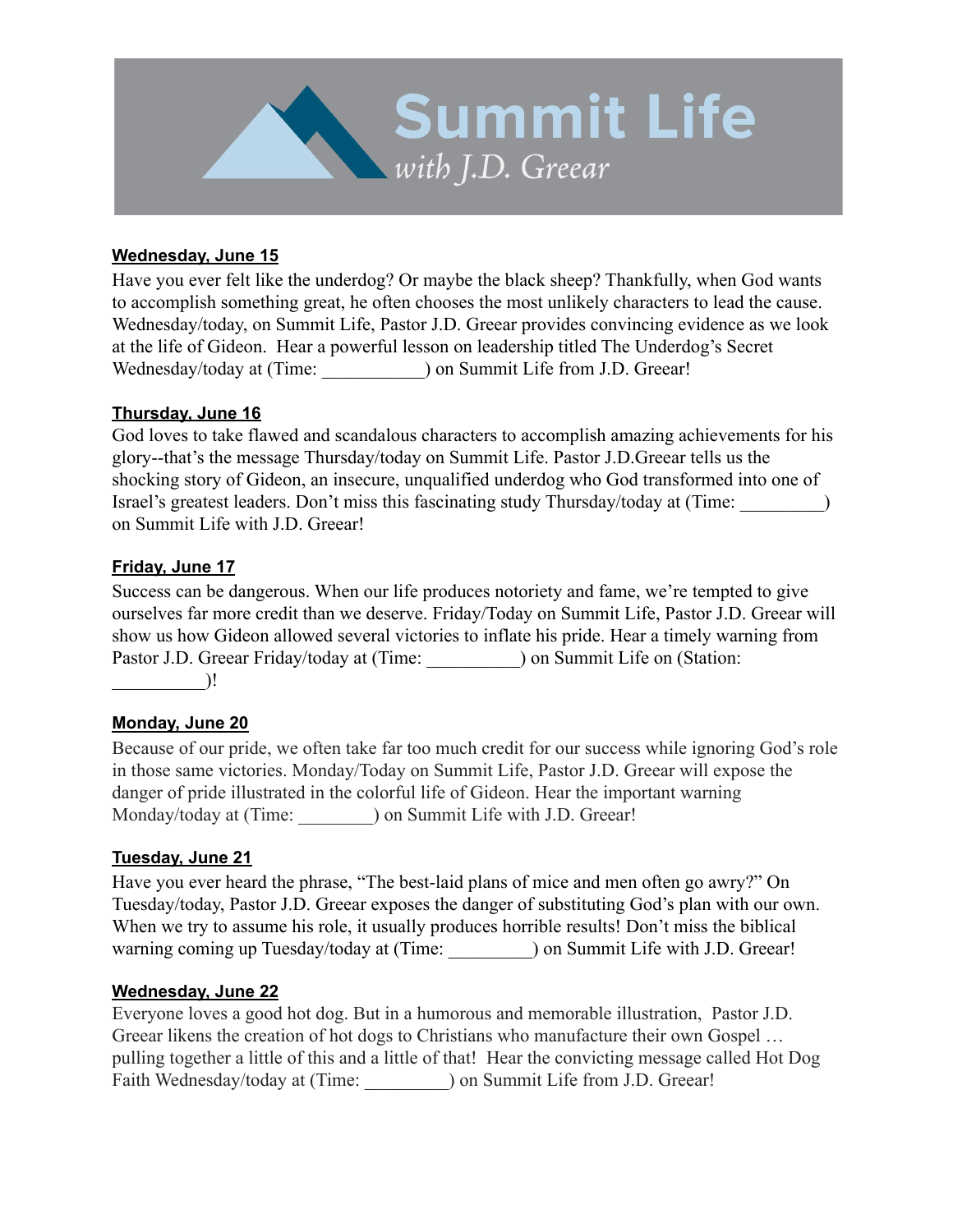# Summit Life

*with J.D. Greear*

**Wednesday, June 15**

Have you ever felt like the underdog? Or maybe the black sheep? Thankfully, when God wants to accomplish something great, he often chooses the most unlikely characters to lead the cause. Wednesday/today, on Summit Life, Pastor J.D. Greear provides convincing evidence as we look at the life of Gideon. Hear a powerful lesson on leadership titled The Underdog's Secret Wednesday/today at (Time: ___________) on Summit Life from J.D. Greear!

**Thursday, June 16**

God loves to take flawed and scandalous characters to accomplish amazing achievements for his glory--that's the message Thursday/today on Summit Life. Pastor J.D.Greear tells us the shocking story of Gideon, an insecure, unqualified underdog who God transformed into one of Israel's greatest leaders. Don't miss this fascinating study Thursday/today at (Time: _________) on Summit Life with J.D. Greear!

**Friday, June 17**

Success can be dangerous. When our life produces notoriety and fame, we're tempted to give ourselves far more credit than we deserve. Friday/Today on Summit Life, Pastor J.D. Greear will show us how Gideon allowed several victories to inflate his pride. Hear a timely warning from Pastor J.D. Greear Friday/today at (Time: __________) on Summit Life on (Station: __________)!

**Monday, June 20**

Because of our pride, we often take far too much credit for our success while ignoring God's role in those same victories. Monday/Today on Summit Life, Pastor J.D. Greear will expose the danger of pride illustrated in the colorful life of Gideon. Hear the important warning Monday/today at (Time: ________) on Summit Life with J.D. Greear!

**Tuesday, June 21**

Have you ever heard the phrase, "The best-laid plans of mice and men often go awry?" On Tuesday/today, Pastor J.D. Greear exposes the danger of substituting God's plan with our own. When we try to assume his role, it usually produces horrible results! Don't miss the biblical warning coming up Tuesday/today at (Time: _________) on Summit Life with J.D. Greear!

**Wednesday, June 22**

Everyone loves a good hot dog. But in a humorous and memorable illustration, Pastor J.D. Greear likens the creation of hot dogs to Christians who manufacture their own Gospel … pulling together a little of this and a little of that! Hear the convicting message called Hot Dog Faith Wednesday/today at (Time: _________) on Summit Life from J.D. Greear!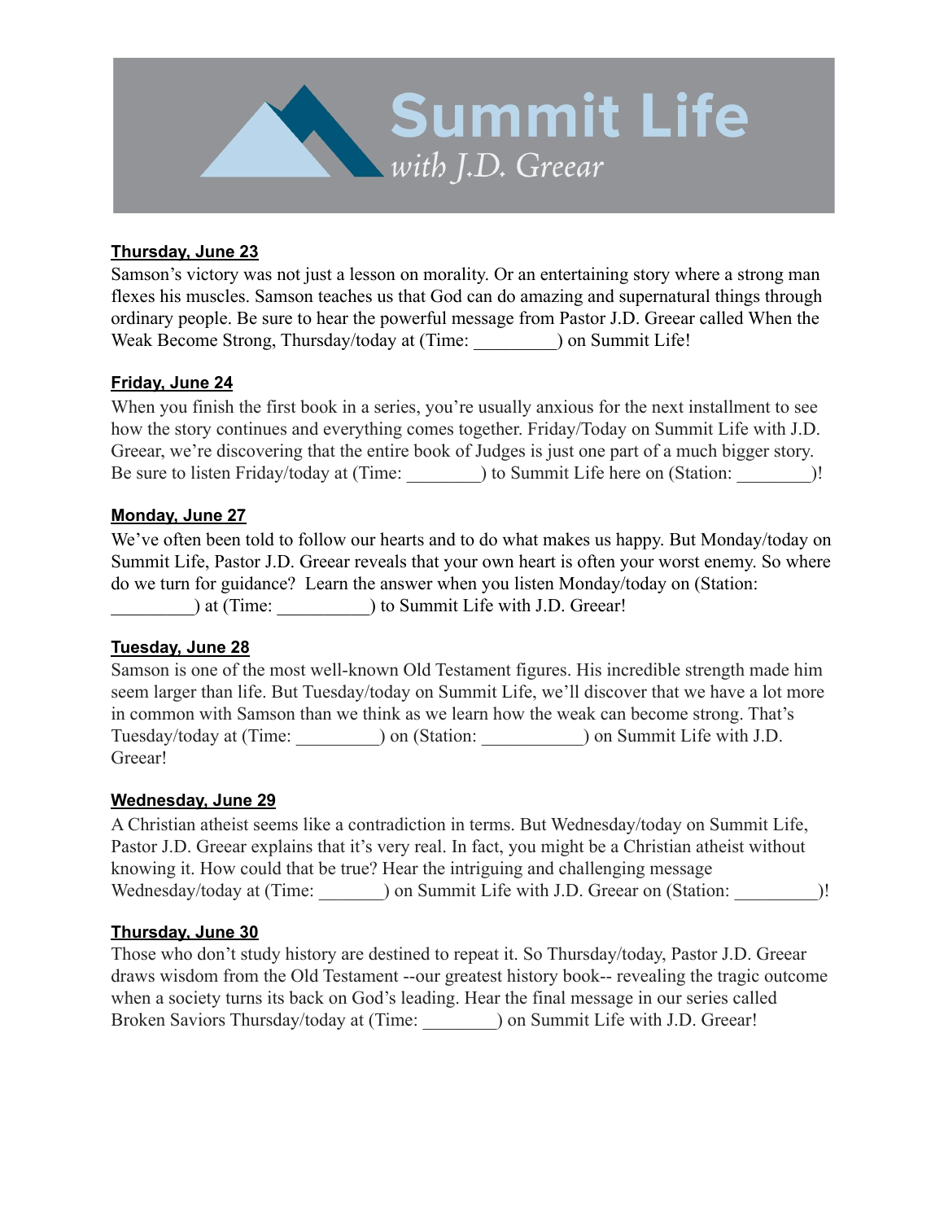# Summit Life *with J.D. Greear*

**Thursday, June 23**

Samson's victory was not just a lesson on morality. Or an entertaining story where a strong man flexes his muscles. Samson teaches us that God can do amazing and supernatural things through ordinary people. Be sure to hear the powerful message from Pastor J.D. Greear called When the Weak Become Strong, Thursday/today at (Time: _________) on Summit Life!

**Friday, June 24**

When you finish the first book in a series, you're usually anxious for the next installment to see how the story continues and everything comes together. Friday/Today on Summit Life with J.D. Greear, we're discovering that the entire book of Judges is just one part of a much bigger story. Be sure to listen Friday/today at (Time: ________) to Summit Life here on (Station: ________)!

**Monday, June 27**

We've often been told to follow our hearts and to do what makes us happy. But Monday/today on Summit Life, Pastor J.D. Greear reveals that your own heart is often your worst enemy. So where do we turn for guidance? Learn the answer when you listen Monday/today on (Station: _________) at (Time: __________) to Summit Life with J.D. Greear!

**Tuesday, June 28**

Samson is one of the most well-known Old Testament figures. His incredible strength made him seem larger than life. But Tuesday/today on Summit Life, we'll discover that we have a lot more in common with Samson than we think as we learn how the weak can become strong. That's Tuesday/today at (Time: _________) on (Station: ___________) on Summit Life with J.D. Greear!

**Wednesday, June 29**

A Christian atheist seems like a contradiction in terms. But Wednesday/today on Summit Life, Pastor J.D. Greear explains that it's very real. In fact, you might be a Christian atheist without knowing it. How could that be true? Hear the intriguing and challenging message Wednesday/today at (Time: _______) on Summit Life with J.D. Greear on (Station: _________)!

**Thursday, June 30**

Those who don't study history are destined to repeat it. So Thursday/today, Pastor J.D. Greear draws wisdom from the Old Testament --our greatest history book-- revealing the tragic outcome when a society turns its back on God's leading. Hear the final message in our series called Broken Saviors Thursday/today at (Time: ________) on Summit Life with J.D. Greear!